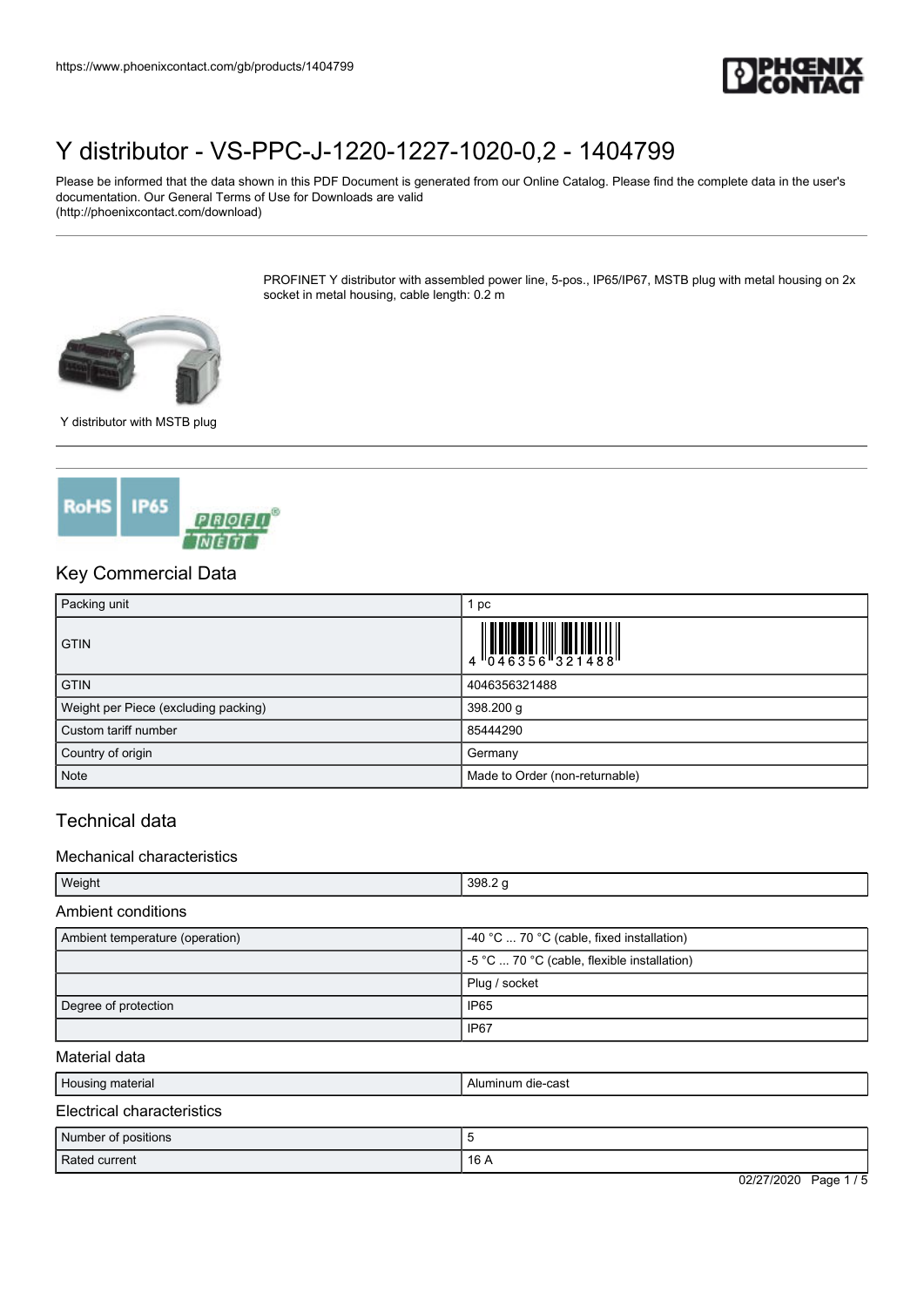# Y distributor - VS-PPC-J-1220-1227-1020-0,2 - 1404799

Please be informed that the data shown in this PDF Document is generated from our Online Catalog. Please find the complete data in the user's documentation. Our General Terms of Use for Downloads are valid (http://phoenixcontact.com/download)

PROFINET Y distributor with assembled power line, 5-pos., IP65/IP67, MSTB plug with metal housing on 2x socket in metal housing, cable length: 0.2 m

Y distributor with MSTB plug

## Key Commercial Data

| Packing unit | 1 pc |
|---|---|
| GTIN | 4 046356 321488 |
| GTIN | 4046356321488 |
| Weight per Piece (excluding packing) | 398.200 g |
| Custom tariff number | 85444290 |
| Country of origin | Germany |
| Note | Made to Order (non-returnable) |

## Technical data

### Mechanical characteristics

| Weight | 398.2 g |
|---|---|

### Ambient conditions

| Ambient temperature (operation) | -40 °C ... 70 °C (cable, fixed installation) |
|---|---|
| | -5 °C ... 70 °C (cable, flexible installation) |
| | Plug / socket |
| Degree of protection | IP65 |
| | IP67 |

### Material data

| Housing material | Aluminum die-cast |
|---|---|

### Electrical characteristics

| Number of positions | 5 |
|---|---|
| Rated current | 16 A |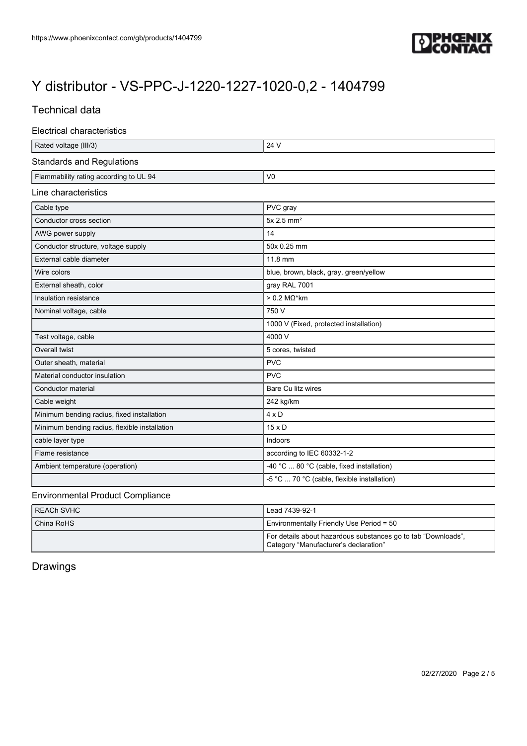# Y distributor - VS-PPC-J-1220-1227-1020-0,2 - 1404799

## Technical data

### Electrical characteristics

| | |
|---|---|
| Rated voltage (III/3) | 24 V |

### Standards and Regulations

| | |
|---|---|
| Flammability rating according to UL 94 | V0 |

### Line characteristics

| | |
|---|---|
| Cable type | PVC gray |
| Conductor cross section | 5x 2.5 mm² |
| AWG power supply | 14 |
| Conductor structure, voltage supply | 50x 0.25 mm |
| External cable diameter | 11.8 mm |
| Wire colors | blue, brown, black, gray, green/yellow |
| External sheath, color | gray RAL 7001 |
| Insulation resistance | > 0.2 MΩ*km |
| Nominal voltage, cable | 750 V |
| | 1000 V (Fixed, protected installation) |
| Test voltage, cable | 4000 V |
| Overall twist | 5 cores, twisted |
| Outer sheath, material | PVC |
| Material conductor insulation | PVC |
| Conductor material | Bare Cu litz wires |
| Cable weight | 242 kg/km |
| Minimum bending radius, fixed installation | 4 x D |
| Minimum bending radius, flexible installation | 15 x D |
| cable layer type | Indoors |
| Flame resistance | according to IEC 60332-1-2 |
| Ambient temperature (operation) | -40 °C ... 80 °C (cable, fixed installation) |
| | -5 °C ... 70 °C (cable, flexible installation) |

### Environmental Product Compliance

| | |
|---|---|
| REACh SVHC | Lead 7439-92-1 |
| China RoHS | Environmentally Friendly Use Period = 50 |
| | For details about hazardous substances go to tab "Downloads", Category "Manufacturer's declaration" |

## Drawings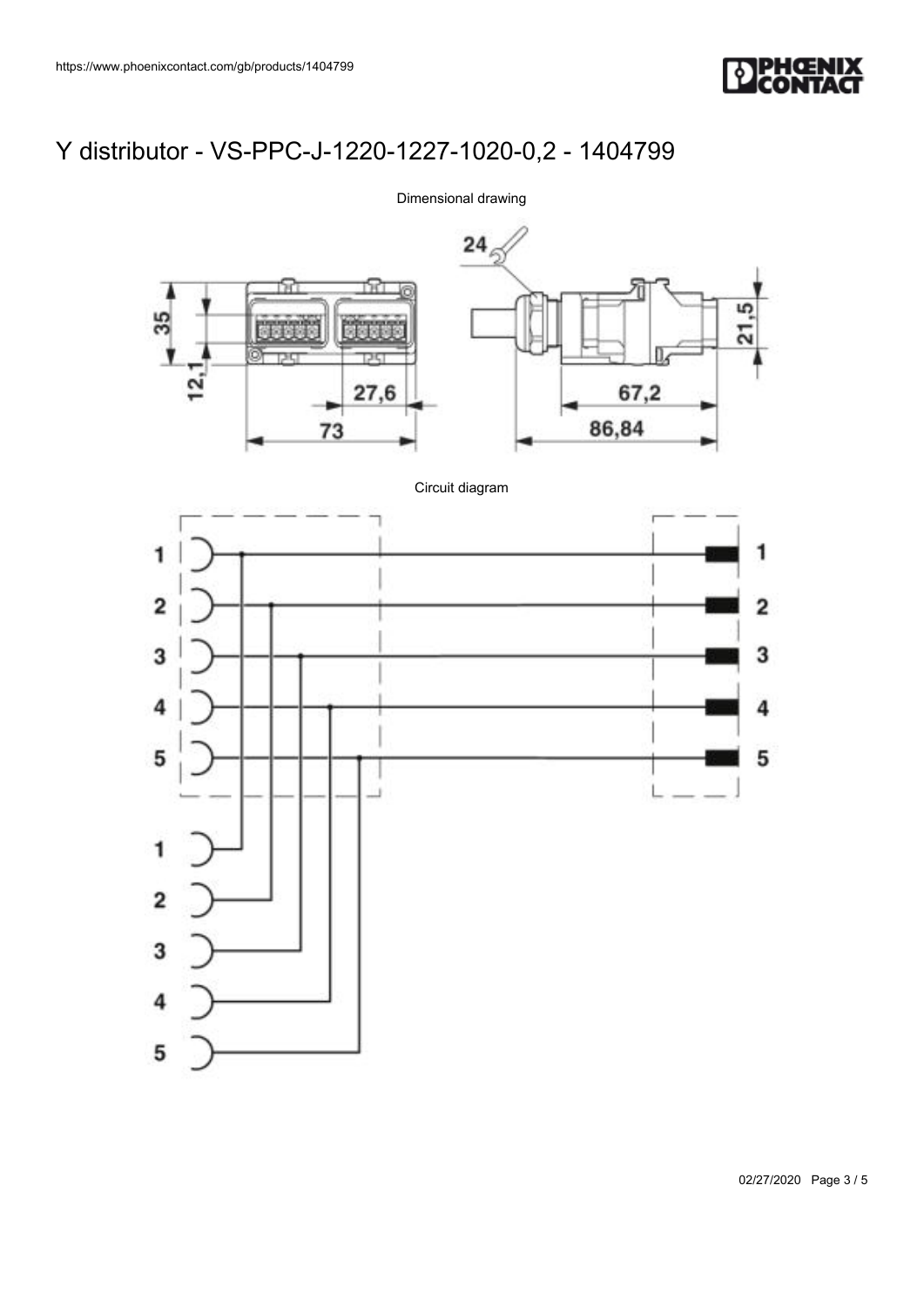# Y distributor - VS-PPC-J-1220-1227-1020-0,2 - 1404799

Dimensional drawing

Circuit diagram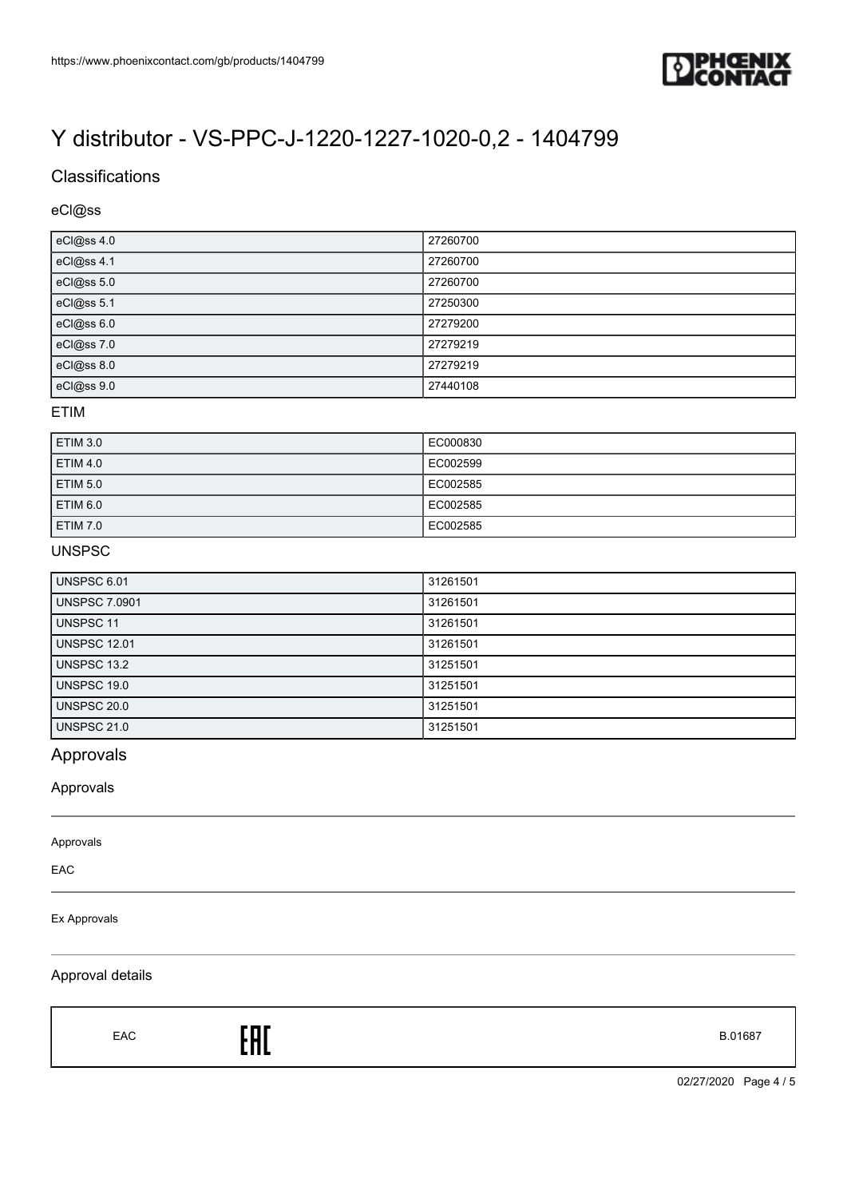# Y distributor - VS-PPC-J-1220-1227-1020-0,2 - 1404799

## Classifications

### eCl@ss

| | |
|---|---|
| eCl@ss 4.0 | 27260700 |
| eCl@ss 4.1 | 27260700 |
| eCl@ss 5.0 | 27260700 |
| eCl@ss 5.1 | 27250300 |
| eCl@ss 6.0 | 27279200 |
| eCl@ss 7.0 | 27279219 |
| eCl@ss 8.0 | 27279219 |
| eCl@ss 9.0 | 27440108 |

### ETIM

| | |
|---|---|
| ETIM 3.0 | EC000830 |
| ETIM 4.0 | EC002599 |
| ETIM 5.0 | EC002585 |
| ETIM 6.0 | EC002585 |
| ETIM 7.0 | EC002585 |

### UNSPSC

| | |
|---|---|
| UNSPSC 6.01 | 31261501 |
| UNSPSC 7.0901 | 31261501 |
| UNSPSC 11 | 31261501 |
| UNSPSC 12.01 | 31261501 |
| UNSPSC 13.2 | 31251501 |
| UNSPSC 19.0 | 31251501 |
| UNSPSC 20.0 | 31251501 |
| UNSPSC 21.0 | 31251501 |

## Approvals

### Approvals

Approvals

EAC

Ex Approvals

### Approval details

| | | |
|---|---|---|
| EAC | EAC | B.01687 |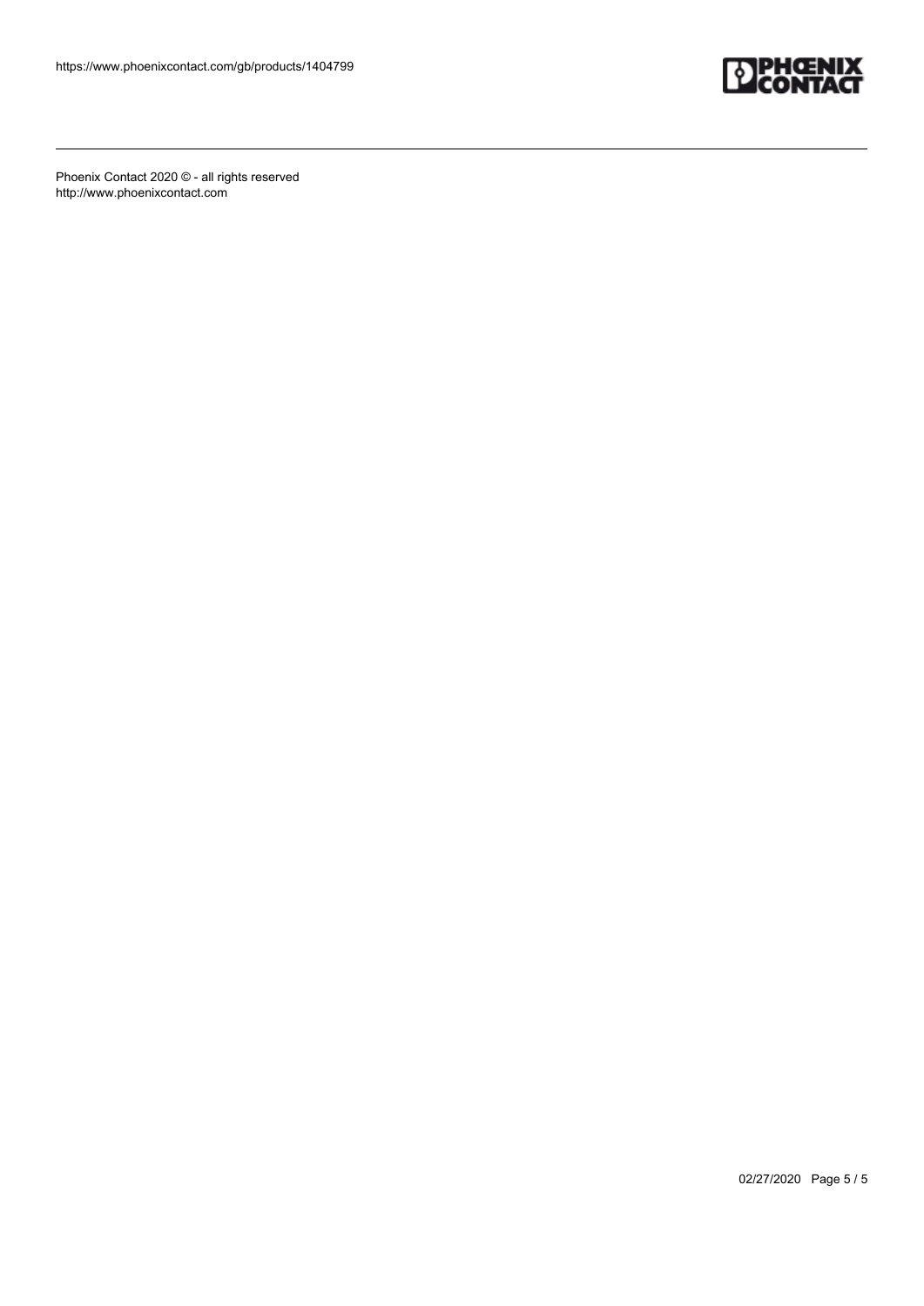Phoenix Contact 2020 © - all rights reserved
http://www.phoenixcontact.com